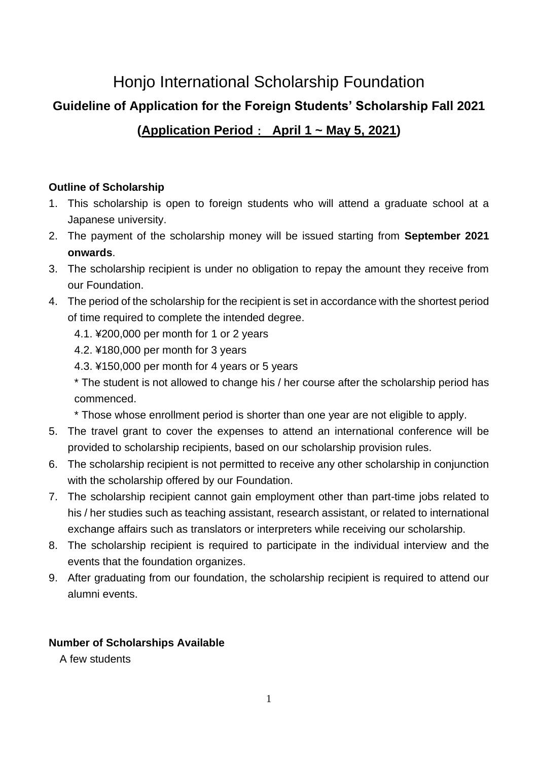# Honjo International Scholarship Foundation

## Guideline of Application for the Foreign Students' Scholarship Fall 2021

## (Application Period： April 1 ~ May 5, 2021)

**Outline of Scholarship**

1. This scholarship is open to foreign students who will attend a graduate school at a Japanese university.
2. The payment of the scholarship money will be issued starting from **September 2021 onwards**.
3. The scholarship recipient is under no obligation to repay the amount they receive from our Foundation.
4. The period of the scholarship for the recipient is set in accordance with the shortest period of time required to complete the intended degree.
   - 4.1. ¥200,000 per month for 1 or 2 years
   - 4.2. ¥180,000 per month for 3 years
   - 4.3. ¥150,000 per month for 4 years or 5 years

   \* The student is not allowed to change his / her course after the scholarship period has commenced.

   \* Those whose enrollment period is shorter than one year are not eligible to apply.
5. The travel grant to cover the expenses to attend an international conference will be provided to scholarship recipients, based on our scholarship provision rules.
6. The scholarship recipient is not permitted to receive any other scholarship in conjunction with the scholarship offered by our Foundation.
7. The scholarship recipient cannot gain employment other than part-time jobs related to his / her studies such as teaching assistant, research assistant, or related to international exchange affairs such as translators or interpreters while receiving our scholarship.
8. The scholarship recipient is required to participate in the individual interview and the events that the foundation organizes.
9. After graduating from our foundation, the scholarship recipient is required to attend our alumni events.

**Number of Scholarships Available**

A few students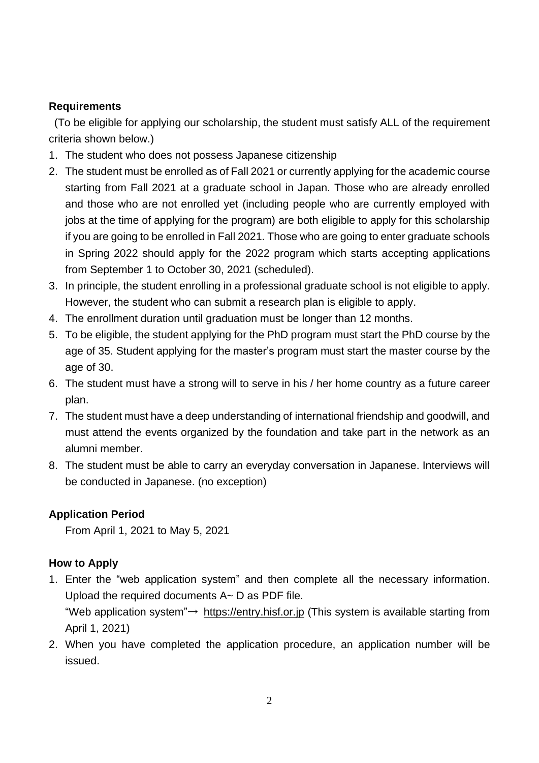**Requirements**

(To be eligible for applying our scholarship, the student must satisfy ALL of the requirement criteria shown below.)

1. The student who does not possess Japanese citizenship
2. The student must be enrolled as of Fall 2021 or currently applying for the academic course starting from Fall 2021 at a graduate school in Japan. Those who are already enrolled and those who are not enrolled yet (including people who are currently employed with jobs at the time of applying for the program) are both eligible to apply for this scholarship if you are going to be enrolled in Fall 2021. Those who are going to enter graduate schools in Spring 2022 should apply for the 2022 program which starts accepting applications from September 1 to October 30, 2021 (scheduled).
3. In principle, the student enrolling in a professional graduate school is not eligible to apply. However, the student who can submit a research plan is eligible to apply.
4. The enrollment duration until graduation must be longer than 12 months.
5. To be eligible, the student applying for the PhD program must start the PhD course by the age of 35. Student applying for the master's program must start the master course by the age of 30.
6. The student must have a strong will to serve in his / her home country as a future career plan.
7. The student must have a deep understanding of international friendship and goodwill, and must attend the events organized by the foundation and take part in the network as an alumni member.
8. The student must be able to carry an everyday conversation in Japanese. Interviews will be conducted in Japanese. (no exception)

**Application Period**

From April 1, 2021 to May 5, 2021

**How to Apply**

1. Enter the "web application system" and then complete all the necessary information. Upload the required documents A~ D as PDF file.
   "Web application system"→ https://entry.hisf.or.jp (This system is available starting from April 1, 2021)
2. When you have completed the application procedure, an application number will be issued.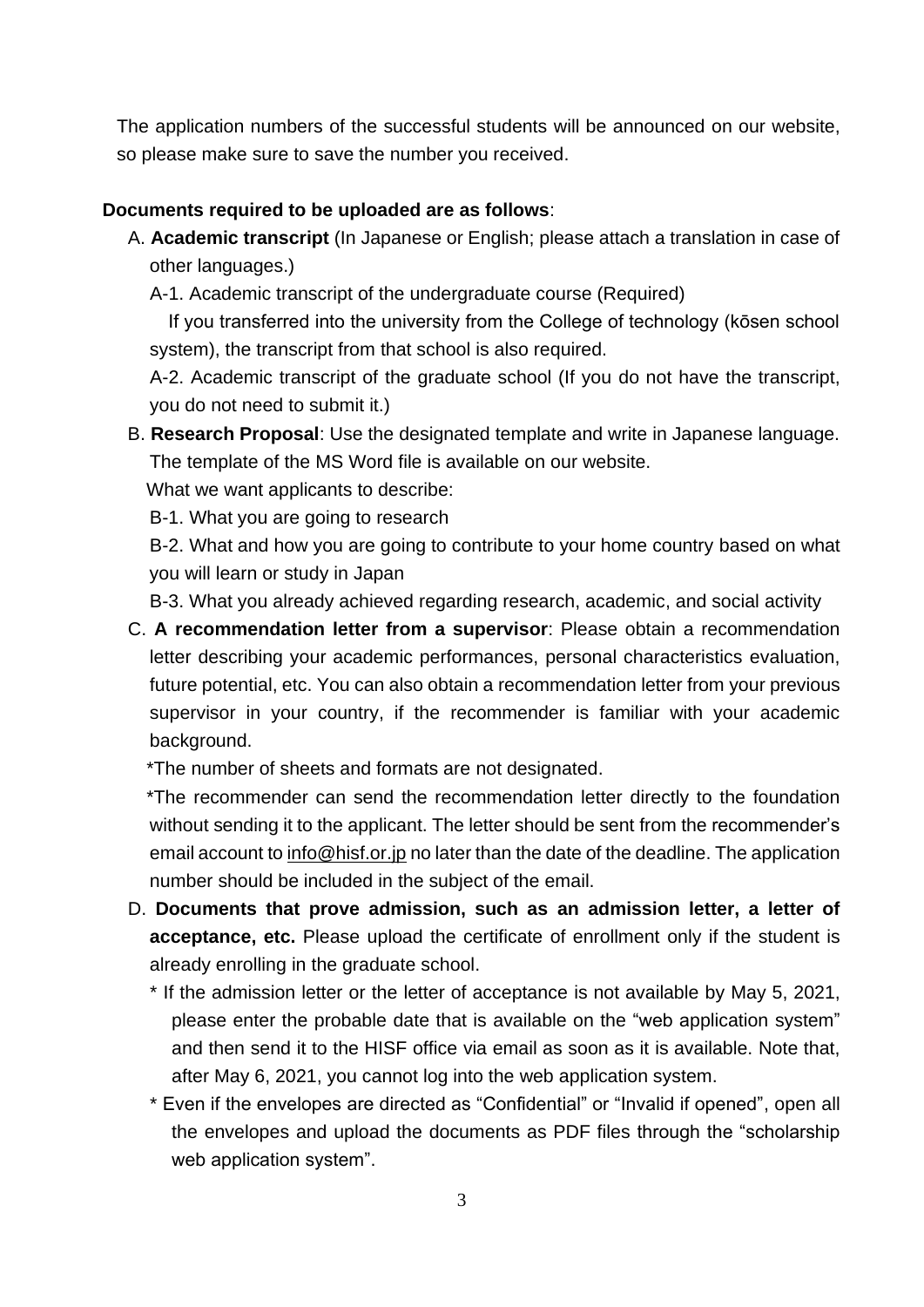The application numbers of the successful students will be announced on our website, so please make sure to save the number you received.

**Documents required to be uploaded are as follows**:

A. **Academic transcript** (In Japanese or English; please attach a translation in case of other languages.)

   A-1. Academic transcript of the undergraduate course (Required)

   If you transferred into the university from the College of technology (kōsen school system), the transcript from that school is also required.

   A-2. Academic transcript of the graduate school (If you do not have the transcript, you do not need to submit it.)

B. **Research Proposal**: Use the designated template and write in Japanese language. The template of the MS Word file is available on our website.

   What we want applicants to describe:

   B-1. What you are going to research

   B-2. What and how you are going to contribute to your home country based on what you will learn or study in Japan

   B-3. What you already achieved regarding research, academic, and social activity

C. **A recommendation letter from a supervisor**: Please obtain a recommendation letter describing your academic performances, personal characteristics evaluation, future potential, etc. You can also obtain a recommendation letter from your previous supervisor in your country, if the recommender is familiar with your academic background.

   *The number of sheets and formats are not designated.

   *The recommender can send the recommendation letter directly to the foundation without sending it to the applicant. The letter should be sent from the recommender's email account to info@hisf.or.jp no later than the date of the deadline. The application number should be included in the subject of the email.

D. **Documents that prove admission, such as an admission letter, a letter of acceptance, etc.** Please upload the certificate of enrollment only if the student is already enrolling in the graduate school.

   * If the admission letter or the letter of acceptance is not available by May 5, 2021, please enter the probable date that is available on the "web application system" and then send it to the HISF office via email as soon as it is available. Note that, after May 6, 2021, you cannot log into the web application system.

   * Even if the envelopes are directed as "Confidential" or "Invalid if opened", open all the envelopes and upload the documents as PDF files through the "scholarship web application system".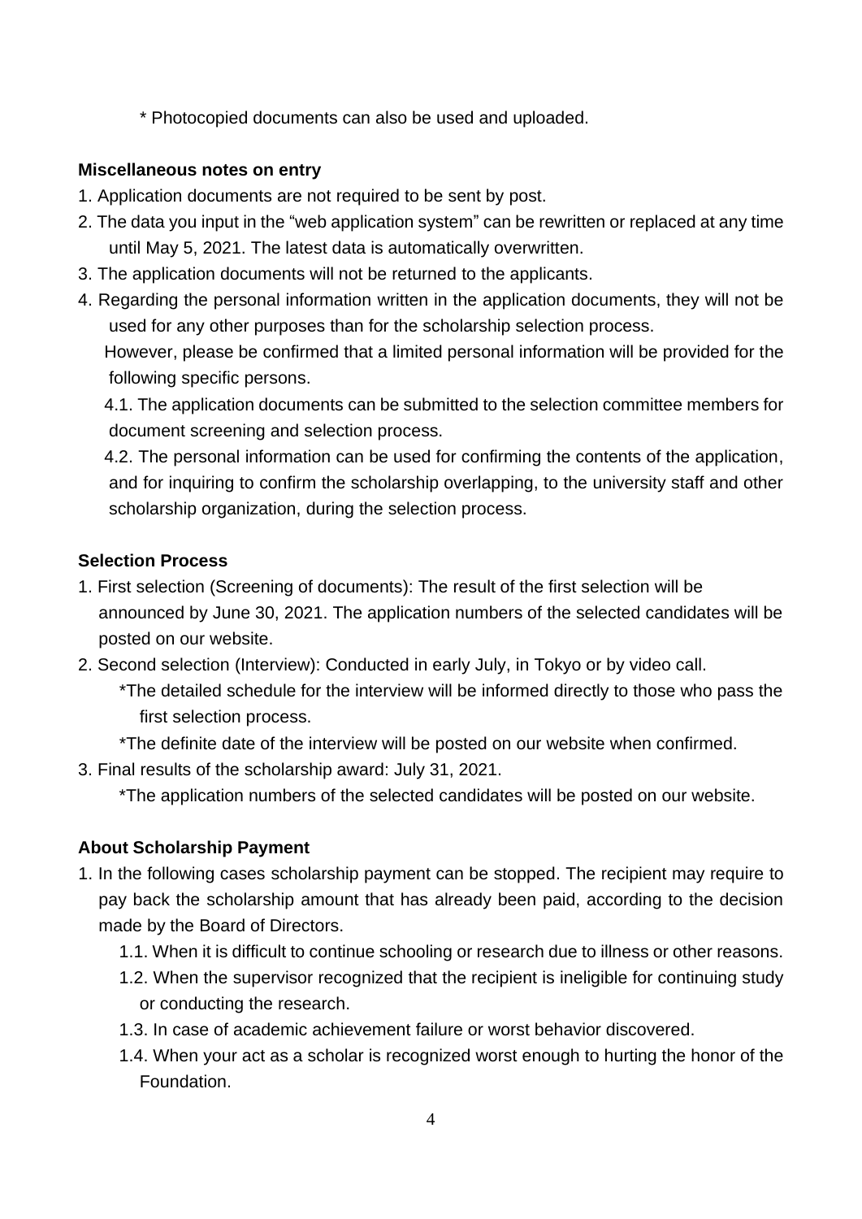\* Photocopied documents can also be used and uploaded.

**Miscellaneous notes on entry**

1. Application documents are not required to be sent by post.
2. The data you input in the "web application system" can be rewritten or replaced at any time until May 5, 2021. The latest data is automatically overwritten.
3. The application documents will not be returned to the applicants.
4. Regarding the personal information written in the application documents, they will not be used for any other purposes than for the scholarship selection process.
   However, please be confirmed that a limited personal information will be provided for the following specific persons.
   4.1. The application documents can be submitted to the selection committee members for document screening and selection process.
   4.2. The personal information can be used for confirming the contents of the application, and for inquiring to confirm the scholarship overlapping, to the university staff and other scholarship organization, during the selection process.

**Selection Process**

1. First selection (Screening of documents): The result of the first selection will be announced by June 30, 2021. The application numbers of the selected candidates will be posted on our website.
2. Second selection (Interview): Conducted in early July, in Tokyo or by video call.
   \*The detailed schedule for the interview will be informed directly to those who pass the first selection process.
   \*The definite date of the interview will be posted on our website when confirmed.
3. Final results of the scholarship award: July 31, 2021.
   \*The application numbers of the selected candidates will be posted on our website.

**About Scholarship Payment**

1. In the following cases scholarship payment can be stopped. The recipient may require to pay back the scholarship amount that has already been paid, according to the decision made by the Board of Directors.
   1.1. When it is difficult to continue schooling or research due to illness or other reasons.
   1.2. When the supervisor recognized that the recipient is ineligible for continuing study or conducting the research.
   1.3. In case of academic achievement failure or worst behavior discovered.
   1.4. When your act as a scholar is recognized worst enough to hurting the honor of the Foundation.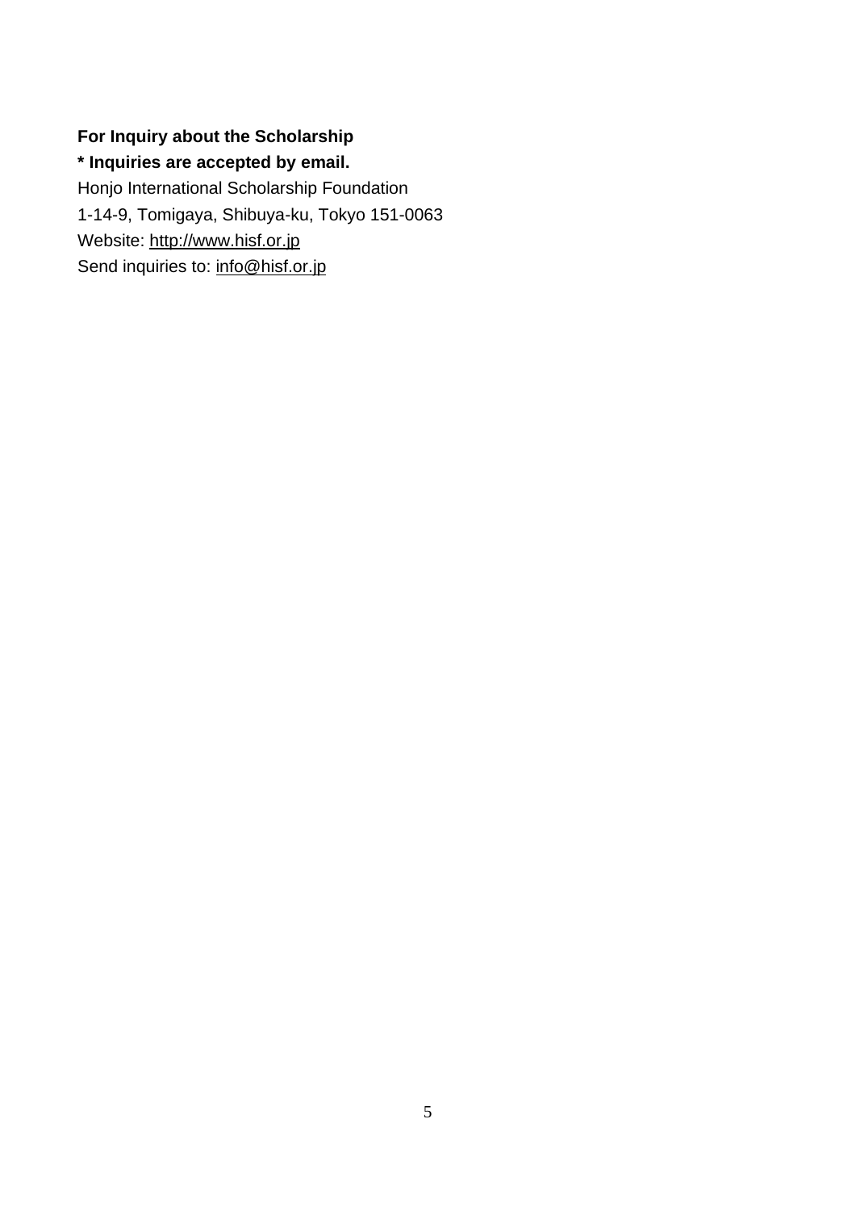**For Inquiry about the Scholarship**

**\* Inquiries are accepted by email.**

Honjo International Scholarship Foundation

1-14-9, Tomigaya, Shibuya-ku, Tokyo 151-0063

Website: http://www.hisf.or.jp

Send inquiries to: info@hisf.or.jp